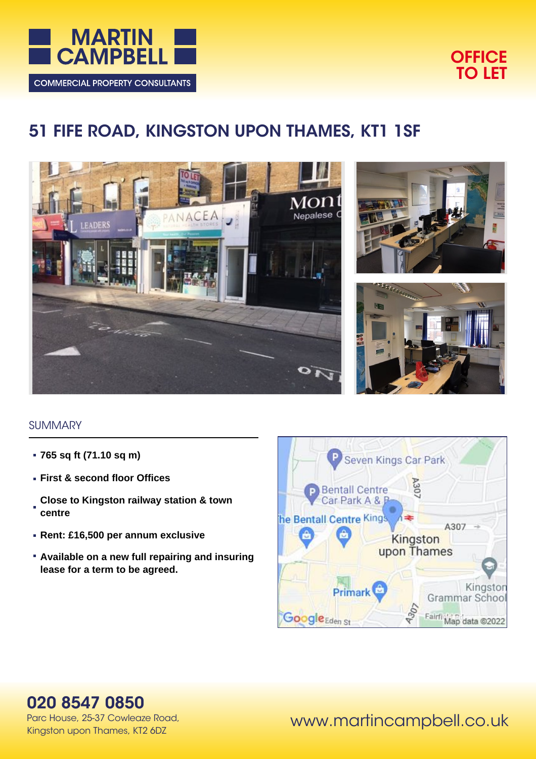MARTIN CAMPBELL

COMMERCIAL PROPERTY CONSULTANTS

OFFICE TO LET

# 51 FIFE ROAD, KINGSTON UPON THAMES, KT1 1SF

## SUMMARY

- **765 sq ft (71.10 sq m)**
- **First & second floor Offices**
- **Close to Kingston railway station & town centre**
- **Rent: £16,500 per annum exclusive**
- **Available on a new full repairing and insuring lease for a term to be agreed.**

**020 8547 0850**

Parc House, 25-37 Cowleaze Road, Kingston upon Thames, KT2 6DZ

www.martincampbell.co.uk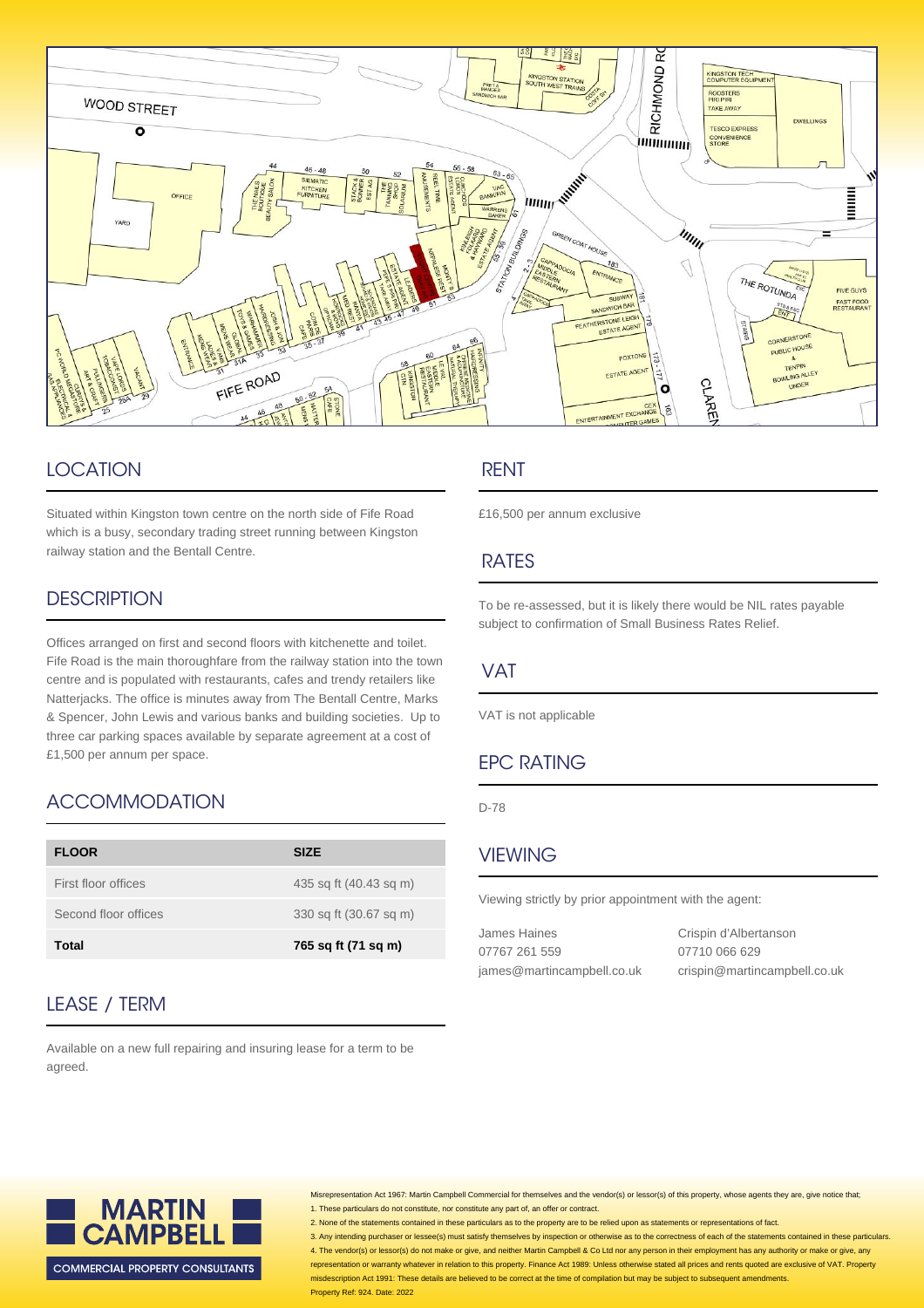## LOCATION

Situated within Kingston town centre on the north side of Fife Road which is a busy, secondary trading street running between Kingston railway station and the Bentall Centre.

## DESCRIPTION

Offices arranged on first and second floors with kitchenette and toilet. Fife Road is the main thoroughfare from the railway station into the town centre and is populated with restaurants, cafes and trendy retailers like Natterjacks. The office is minutes away from The Bentall Centre, Marks & Spencer, John Lewis and various banks and building societies. Up to three car parking spaces available by separate agreement at a cost of £1,500 per annum per space.

## ACCOMMODATION

| FLOOR | SIZE |
|---|---|
| First floor offices | 435 sq ft (40.43 sq m) |
| Second floor offices | 330 sq ft (30.67 sq m) |
| **Total** | **765 sq ft (71 sq m)** |

## LEASE / TERM

Available on a new full repairing and insuring lease for a term to be agreed.

## RENT

£16,500 per annum exclusive

## RATES

To be re-assessed, but it is likely there would be NIL rates payable subject to confirmation of Small Business Rates Relief.

## VAT

VAT is not applicable

## EPC RATING

D-78

## VIEWING

Viewing strictly by prior appointment with the agent:

James Haines
07767 261 559
james@martincampbell.co.uk

Crispin d'Albertanson
07710 066 629
crispin@martincampbell.co.uk

MARTIN CAMPBELL
COMMERCIAL PROPERTY CONSULTANTS

Misrepresentation Act 1967: Martin Campbell Commercial for themselves and the vendor(s) or lessor(s) of this property, whose agents they are, give notice that;
1. These particulars do not constitute, nor constitute any part of, an offer or contract.
2. None of the statements contained in these particulars as to the property are to be relied upon as statements or representations of fact.
3. Any intending purchaser or lessee(s) must satisfy themselves by inspection or otherwise as to the correctness of each of the statements contained in these particulars.
4. The vendor(s) or lessor(s) do not make or give, and neither Martin Campbell & Co Ltd nor any person in their employment has any authority or make or give, any representation or warranty whatever in relation to this property. Finance Act 1989: Unless otherwise stated all prices and rents quoted are exclusive of VAT. Property misdescription Act 1991: These details are believed to be correct at the time of compilation but may be subject to subsequent amendments.
Property Ref: 924. Date: 2022